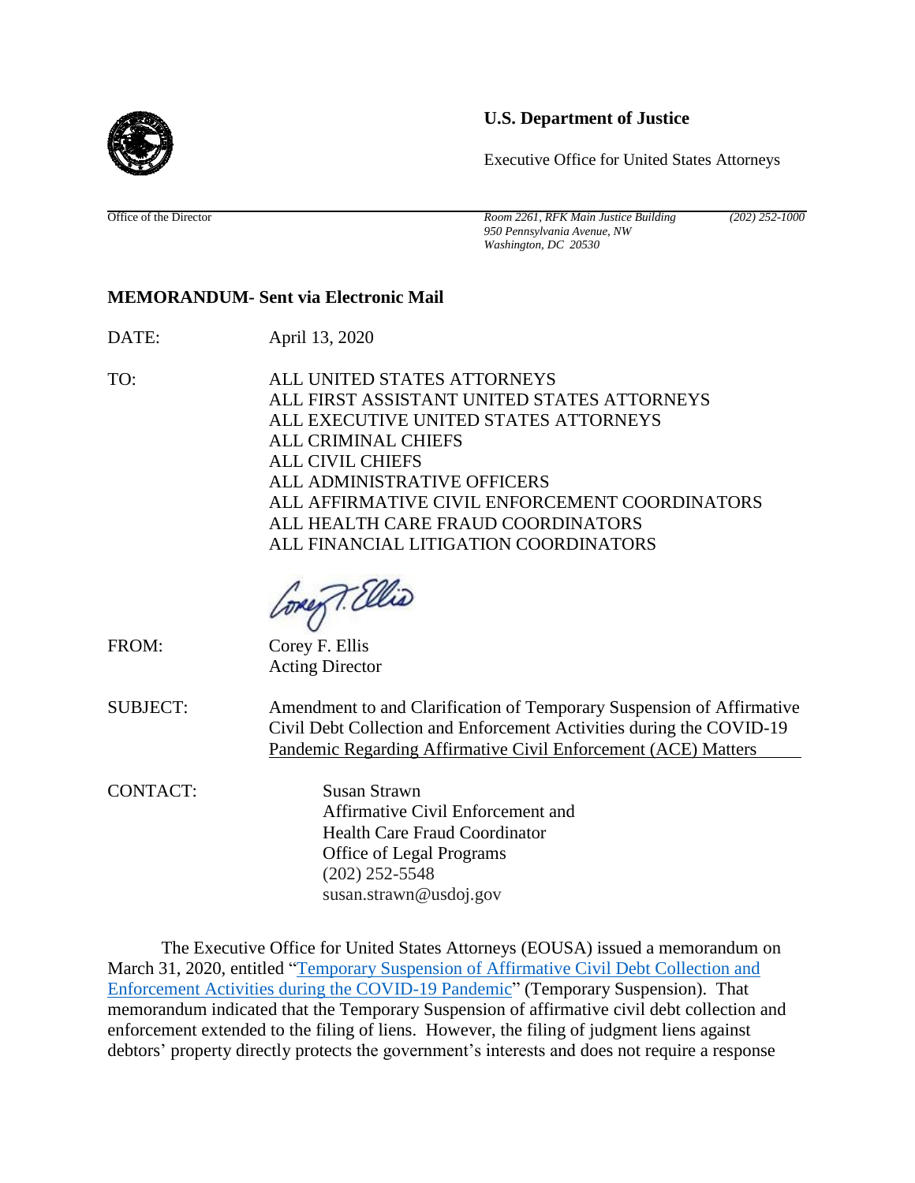**U.S. Department of Justice**

Executive Office for United States Attorneys

Office of the Director

*Room 2261, RFK Main Justice Building*
*950 Pennsylvania Avenue, NW*
*Washington, DC 20530*

*(202) 252-1000*

**MEMORANDUM- Sent via Electronic Mail**

DATE: April 13, 2020

TO: ALL UNITED STATES ATTORNEYS
ALL FIRST ASSISTANT UNITED STATES ATTORNEYS
ALL EXECUTIVE UNITED STATES ATTORNEYS
ALL CRIMINAL CHIEFS
ALL CIVIL CHIEFS
ALL ADMINISTRATIVE OFFICERS
ALL AFFIRMATIVE CIVIL ENFORCEMENT COORDINATORS
ALL HEALTH CARE FRAUD COORDINATORS
ALL FINANCIAL LITIGATION COORDINATORS

FROM: Corey F. Ellis
Acting Director

SUBJECT: Amendment to and Clarification of Temporary Suspension of Affirmative Civil Debt Collection and Enforcement Activities during the COVID-19 Pandemic Regarding Affirmative Civil Enforcement (ACE) Matters

CONTACT: Susan Strawn
Affirmative Civil Enforcement and
Health Care Fraud Coordinator
Office of Legal Programs
(202) 252-5548
susan.strawn@usdoj.gov

The Executive Office for United States Attorneys (EOUSA) issued a memorandum on March 31, 2020, entitled "Temporary Suspension of Affirmative Civil Debt Collection and Enforcement Activities during the COVID-19 Pandemic" (Temporary Suspension). That memorandum indicated that the Temporary Suspension of affirmative civil debt collection and enforcement extended to the filing of liens. However, the filing of judgment liens against debtors' property directly protects the government's interests and does not require a response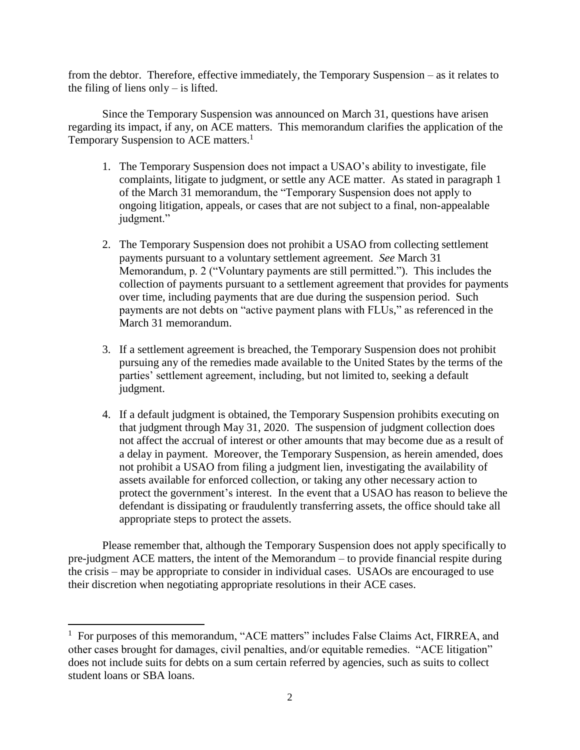from the debtor. Therefore, effective immediately, the Temporary Suspension – as it relates to the filing of liens only – is lifted.

Since the Temporary Suspension was announced on March 31, questions have arisen regarding its impact, if any, on ACE matters. This memorandum clarifies the application of the Temporary Suspension to ACE matters.[1]

1. The Temporary Suspension does not impact a USAO's ability to investigate, file complaints, litigate to judgment, or settle any ACE matter. As stated in paragraph 1 of the March 31 memorandum, the "Temporary Suspension does not apply to ongoing litigation, appeals, or cases that are not subject to a final, non-appealable judgment."

2. The Temporary Suspension does not prohibit a USAO from collecting settlement payments pursuant to a voluntary settlement agreement. *See* March 31 Memorandum, p. 2 ("Voluntary payments are still permitted."). This includes the collection of payments pursuant to a settlement agreement that provides for payments over time, including payments that are due during the suspension period. Such payments are not debts on "active payment plans with FLUs," as referenced in the March 31 memorandum.

3. If a settlement agreement is breached, the Temporary Suspension does not prohibit pursuing any of the remedies made available to the United States by the terms of the parties' settlement agreement, including, but not limited to, seeking a default judgment.

4. If a default judgment is obtained, the Temporary Suspension prohibits executing on that judgment through May 31, 2020. The suspension of judgment collection does not affect the accrual of interest or other amounts that may become due as a result of a delay in payment. Moreover, the Temporary Suspension, as herein amended, does not prohibit a USAO from filing a judgment lien, investigating the availability of assets available for enforced collection, or taking any other necessary action to protect the government's interest. In the event that a USAO has reason to believe the defendant is dissipating or fraudulently transferring assets, the office should take all appropriate steps to protect the assets.

Please remember that, although the Temporary Suspension does not apply specifically to pre-judgment ACE matters, the intent of the Memorandum – to provide financial respite during the crisis – may be appropriate to consider in individual cases. USAOs are encouraged to use their discretion when negotiating appropriate resolutions in their ACE cases.

[1] For purposes of this memorandum, "ACE matters" includes False Claims Act, FIRREA, and other cases brought for damages, civil penalties, and/or equitable remedies. "ACE litigation" does not include suits for debts on a sum certain referred by agencies, such as suits to collect student loans or SBA loans.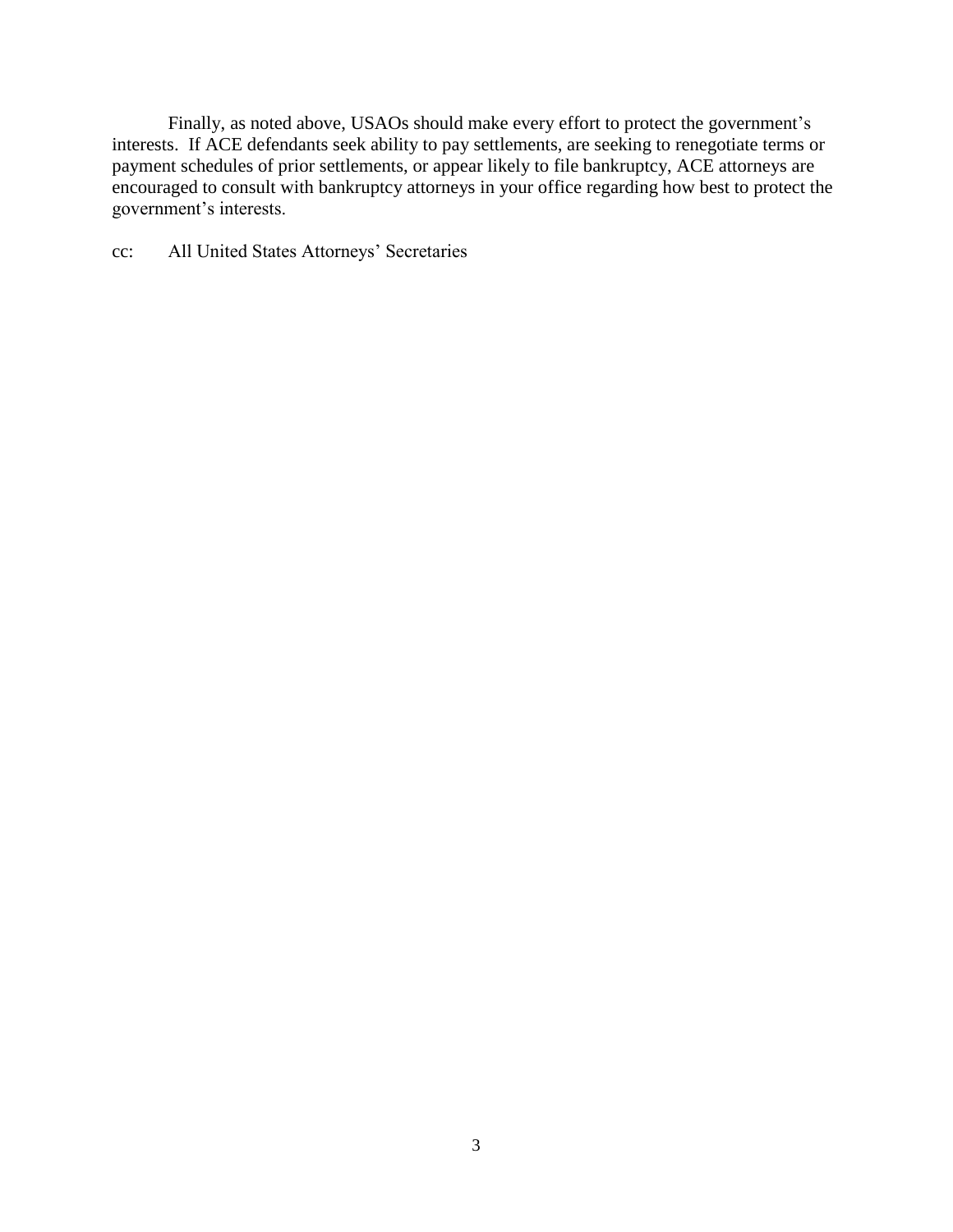Finally, as noted above, USAOs should make every effort to protect the government's interests. If ACE defendants seek ability to pay settlements, are seeking to renegotiate terms or payment schedules of prior settlements, or appear likely to file bankruptcy, ACE attorneys are encouraged to consult with bankruptcy attorneys in your office regarding how best to protect the government's interests.

cc: All United States Attorneys' Secretaries